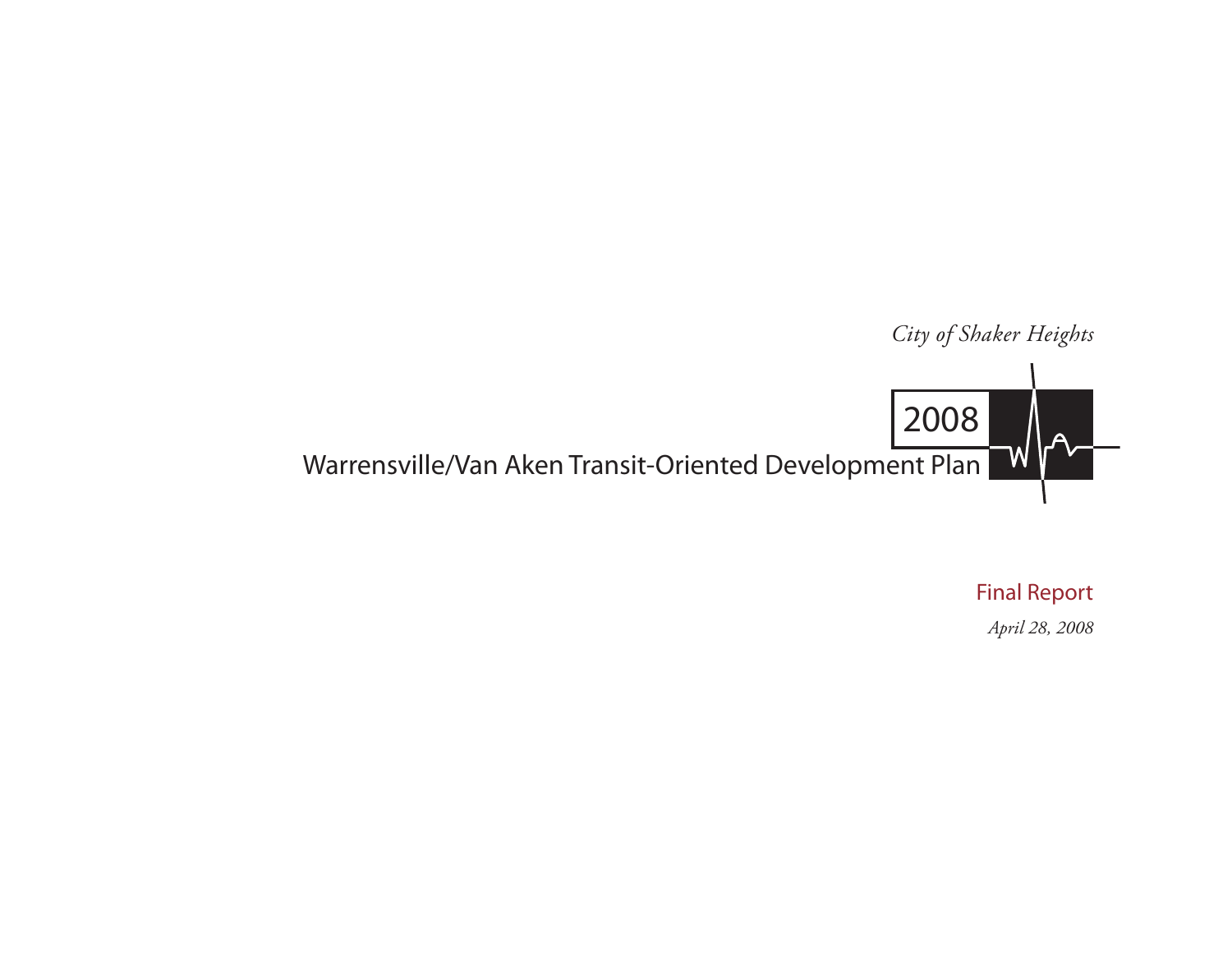*City of Shaker Heights*

# 2008

# Warrensville/Van Aken Transit-Oriented Development Plan

## Final Report

*April 28, 2008*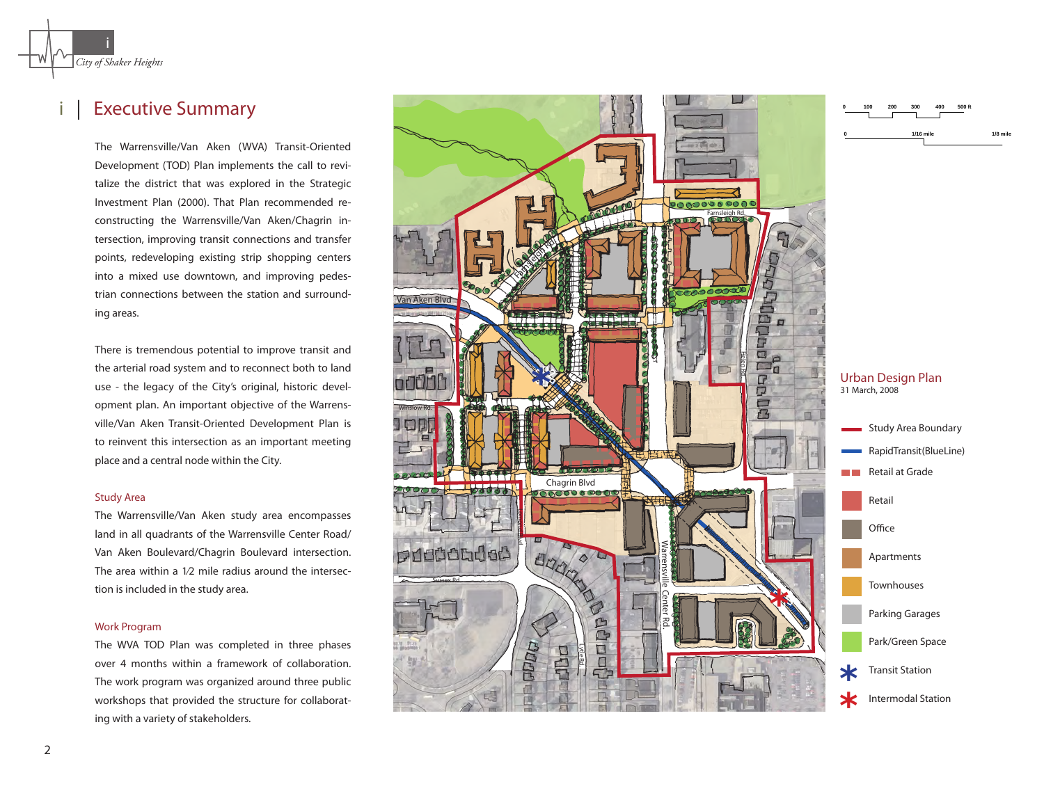# i | Executive Summary

The Warrensville/Van Aken (WVA) Transit-Oriented Development (TOD) Plan implements the call to revitalize the district that was explored in the Strategic Investment Plan (2000). That Plan recommended reconstructing the Warrensville/Van Aken/Chagrin intersection, improving transit connections and transfer points, redeveloping existing strip shopping centers into a mixed use downtown, and improving pedestrian connections between the station and surrounding areas.

There is tremendous potential to improve transit and the arterial road system and to reconnect both to land use - the legacy of the City's original, historic development plan. An important objective of the Warrensville/Van Aken Transit-Oriented Development Plan is to reinvent this intersection as an important meeting place and a central node within the City.

## Study Area

The Warrensville/Van Aken study area encompasses land in all quadrants of the Warrensville Center Road/ Van Aken Boulevard/Chagrin Boulevard intersection. The area within a 1⁄2 mile radius around the intersection is included in the study area.

## Work Program

The WVA TOD Plan was completed in three phases over 4 months within a framework of collaboration. The work program was organized around three public workshops that provided the structure for collaborating with a variety of stakeholders.

Urban Design Plan
31 March, 2008

- Study Area Boundary
- RapidTransit(BlueLine)
- Retail at Grade
- Retail
- Office
- Apartments
- Townhouses
- Parking Garages
- Park/Green Space
- Transit Station
- Intermodal Station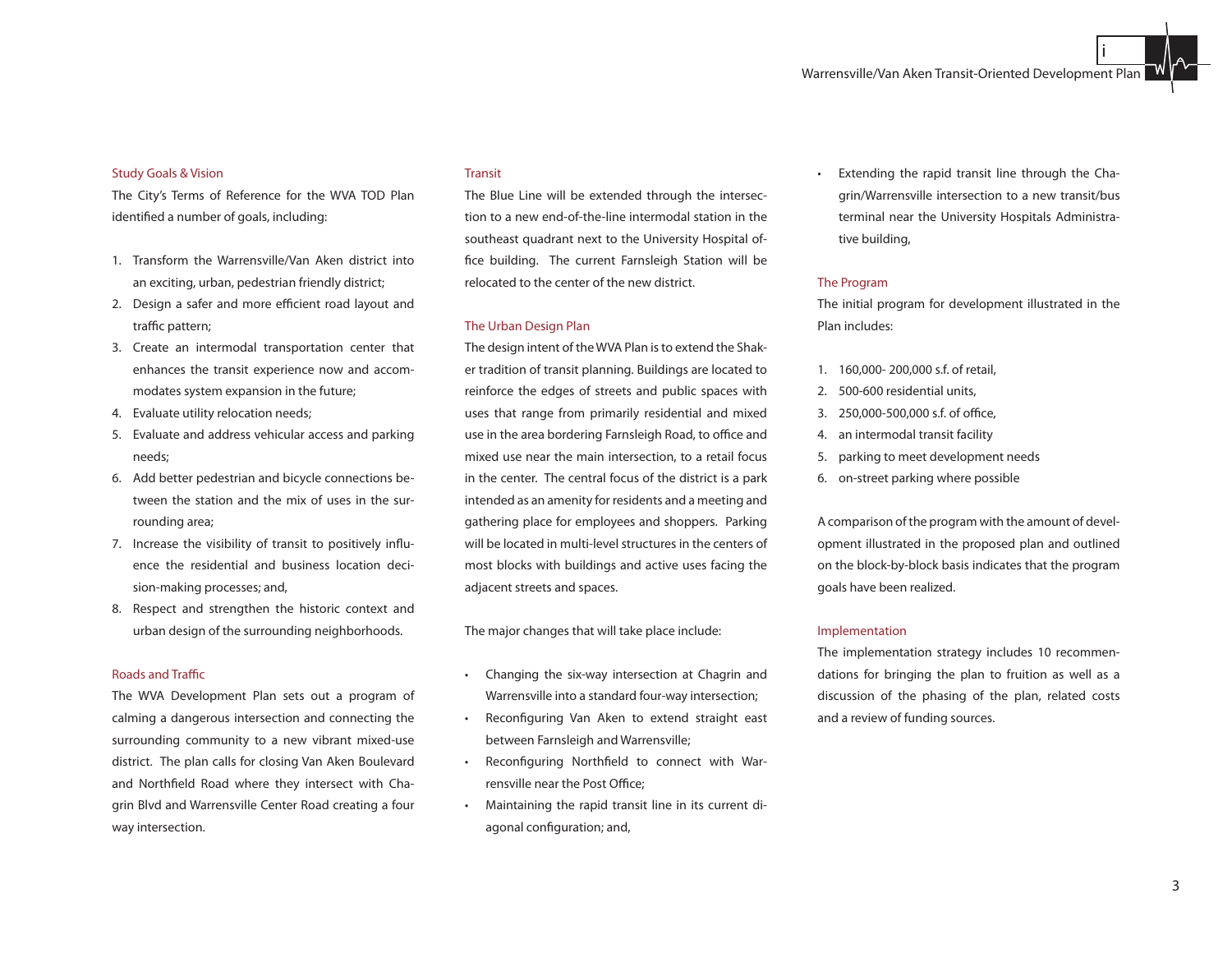## Study Goals & Vision

The City's Terms of Reference for the WVA TOD Plan identified a number of goals, including:

1. Transform the Warrensville/Van Aken district into an exciting, urban, pedestrian friendly district;
2. Design a safer and more efficient road layout and traffic pattern;
3. Create an intermodal transportation center that enhances the transit experience now and accommodates system expansion in the future;
4. Evaluate utility relocation needs;
5. Evaluate and address vehicular access and parking needs;
6. Add better pedestrian and bicycle connections between the station and the mix of uses in the surrounding area;
7. Increase the visibility of transit to positively influence the residential and business location decision-making processes; and,
8. Respect and strengthen the historic context and urban design of the surrounding neighborhoods.

## Roads and Traffic

The WVA Development Plan sets out a program of calming a dangerous intersection and connecting the surrounding community to a new vibrant mixed-use district. The plan calls for closing Van Aken Boulevard and Northfield Road where they intersect with Chagrin Blvd and Warrensville Center Road creating a four way intersection.

## Transit

The Blue Line will be extended through the intersection to a new end-of-the-line intermodal station in the southeast quadrant next to the University Hospital office building. The current Farnsleigh Station will be relocated to the center of the new district.

## The Urban Design Plan

The design intent of the WVA Plan is to extend the Shaker tradition of transit planning. Buildings are located to reinforce the edges of streets and public spaces with uses that range from primarily residential and mixed use in the area bordering Farnsleigh Road, to office and mixed use near the main intersection, to a retail focus in the center. The central focus of the district is a park intended as an amenity for residents and a meeting and gathering place for employees and shoppers. Parking will be located in multi-level structures in the centers of most blocks with buildings and active uses facing the adjacent streets and spaces.

The major changes that will take place include:

- Changing the six-way intersection at Chagrin and Warrensville into a standard four-way intersection;
- Reconfiguring Van Aken to extend straight east between Farnsleigh and Warrensville;
- Reconfiguring Northfield to connect with Warrensville near the Post Office;
- Maintaining the rapid transit line in its current diagonal configuration; and,
- Extending the rapid transit line through the Chagrin/Warrensville intersection to a new transit/bus terminal near the University Hospitals Administrative building,

## The Program

The initial program for development illustrated in the Plan includes:

1. 160,000- 200,000 s.f. of retail,
2. 500-600 residential units,
3. 250,000-500,000 s.f. of office,
4. an intermodal transit facility
5. parking to meet development needs
6. on-street parking where possible

A comparison of the program with the amount of development illustrated in the proposed plan and outlined on the block-by-block basis indicates that the program goals have been realized.

## Implementation

The implementation strategy includes 10 recommendations for bringing the plan to fruition as well as a discussion of the phasing of the plan, related costs and a review of funding sources.